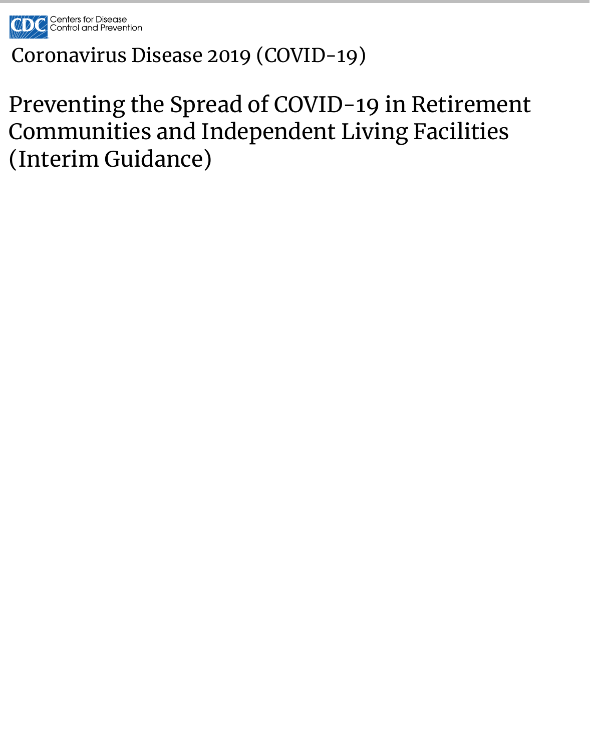Centers for Disease Control and Prevention

Coronavirus Disease 2019 (COVID-19)

# Preventing the Spread of COVID-19 in Retirement Communities and Independent Living Facilities (Interim Guidance)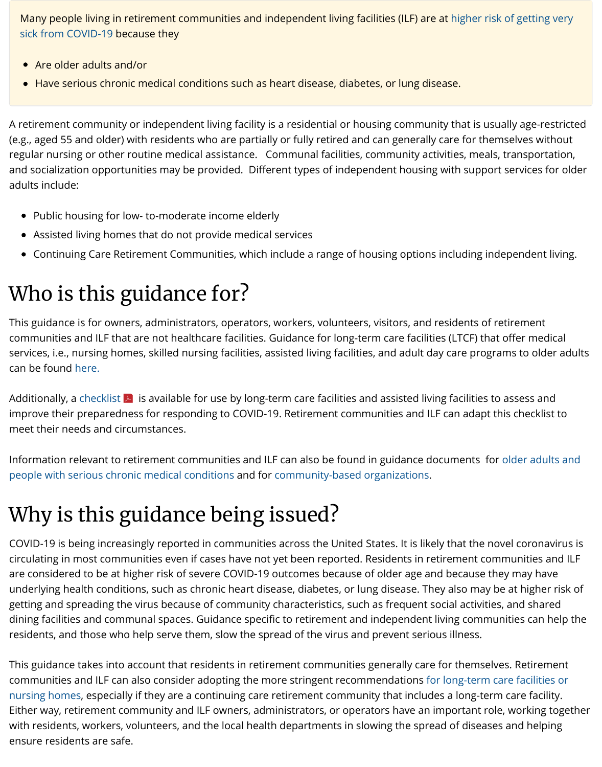Many people living in retirement communities and independent living facilities (ILF) are at higher risk of getting very sick from COVID-19 because they

- Are older adults and/or
- Have serious chronic medical conditions such as heart disease, diabetes, or lung disease.

A retirement community or independent living facility is a residential or housing community that is usually age-restricted (e.g., aged 55 and older) with residents who are partially or fully retired and can generally care for themselves without regular nursing or other routine medical assistance. Communal facilities, community activities, meals, transportation, and socialization opportunities may be provided. Different types of independent housing with support services for older adults include:

- Public housing for low- to-moderate income elderly
- Assisted living homes that do not provide medical services
- Continuing Care Retirement Communities, which include a range of housing options including independent living.

# Who is this guidance for?

This guidance is for owners, administrators, operators, workers, volunteers, visitors, and residents of retirement communities and ILF that are not healthcare facilities. Guidance for long-term care facilities (LTCF) that offer medical services, i.e., nursing homes, skilled nursing facilities, assisted living facilities, and adult day care programs to older adults can be found here.

Additionally, a checklist is available for use by long-term care facilities and assisted living facilities to assess and improve their preparedness for responding to COVID-19. Retirement communities and ILF can adapt this checklist to meet their needs and circumstances.

Information relevant to retirement communities and ILF can also be found in guidance documents for older adults and people with serious chronic medical conditions and for community-based organizations.

# Why is this guidance being issued?

COVID-19 is being increasingly reported in communities across the United States. It is likely that the novel coronavirus is circulating in most communities even if cases have not yet been reported. Residents in retirement communities and ILF are considered to be at higher risk of severe COVID-19 outcomes because of older age and because they may have underlying health conditions, such as chronic heart disease, diabetes, or lung disease. They also may be at higher risk of getting and spreading the virus because of community characteristics, such as frequent social activities, and shared dining facilities and communal spaces. Guidance specific to retirement and independent living communities can help the residents, and those who help serve them, slow the spread of the virus and prevent serious illness.

This guidance takes into account that residents in retirement communities generally care for themselves. Retirement communities and ILF can also consider adopting the more stringent recommendations for long-term care facilities or nursing homes, especially if they are a continuing care retirement community that includes a long-term care facility. Either way, retirement community and ILF owners, administrators, or operators have an important role, working together with residents, workers, volunteers, and the local health departments in slowing the spread of diseases and helping ensure residents are safe.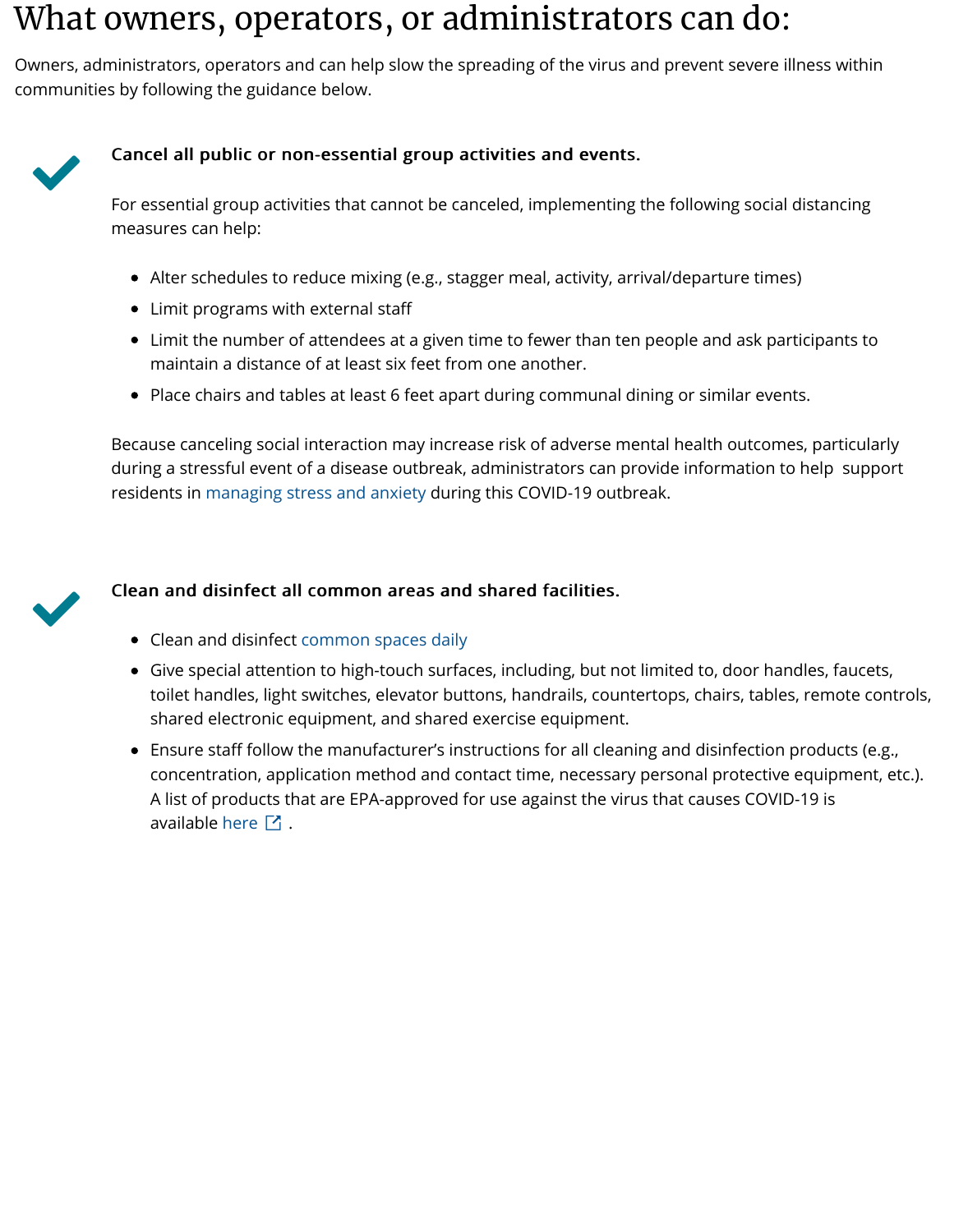# What owners, operators, or administrators can do:

Owners, administrators, operators and can help slow the spreading of the virus and prevent severe illness within communities by following the guidance below.

**Cancel all public or non-essential group activities and events.**

For essential group activities that cannot be canceled, implementing the following social distancing measures can help:

- Alter schedules to reduce mixing (e.g., stagger meal, activity, arrival/departure times)
- Limit programs with external staff
- Limit the number of attendees at a given time to fewer than ten people and ask participants to maintain a distance of at least six feet from one another.
- Place chairs and tables at least 6 feet apart during communal dining or similar events.

Because canceling social interaction may increase risk of adverse mental health outcomes, particularly during a stressful event of a disease outbreak, administrators can provide information to help support residents in managing stress and anxiety during this COVID-19 outbreak.

**Clean and disinfect all common areas and shared facilities.**

- Clean and disinfect common spaces daily
- Give special attention to high-touch surfaces, including, but not limited to, door handles, faucets, toilet handles, light switches, elevator buttons, handrails, countertops, chairs, tables, remote controls, shared electronic equipment, and shared exercise equipment.
- Ensure staff follow the manufacturer's instructions for all cleaning and disinfection products (e.g., concentration, application method and contact time, necessary personal protective equipment, etc.). A list of products that are EPA-approved for use against the virus that causes COVID-19 is available here .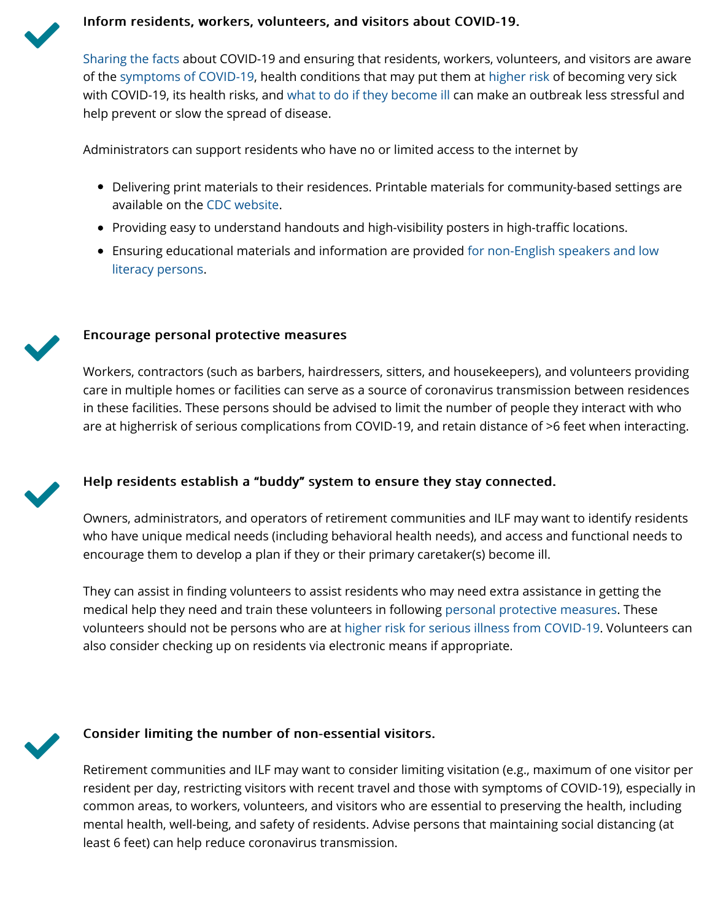**Inform residents, workers, volunteers, and visitors about COVID-19.**

Sharing the facts about COVID-19 and ensuring that residents, workers, volunteers, and visitors are aware of the symptoms of COVID-19, health conditions that may put them at higher risk of becoming very sick with COVID-19, its health risks, and what to do if they become ill can make an outbreak less stressful and help prevent or slow the spread of disease.

Administrators can support residents who have no or limited access to the internet by

- Delivering print materials to their residences. Printable materials for community-based settings are available on the CDC website.
- Providing easy to understand handouts and high-visibility posters in high-traffic locations.
- Ensuring educational materials and information are provided for non-English speakers and low literacy persons.

**Encourage personal protective measures**

Workers, contractors (such as barbers, hairdressers, sitters, and housekeepers), and volunteers providing care in multiple homes or facilities can serve as a source of coronavirus transmission between residences in these facilities. These persons should be advised to limit the number of people they interact with who are at higherrisk of serious complications from COVID-19, and retain distance of >6 feet when interacting.

**Help residents establish a "buddy" system to ensure they stay connected.**

Owners, administrators, and operators of retirement communities and ILF may want to identify residents who have unique medical needs (including behavioral health needs), and access and functional needs to encourage them to develop a plan if they or their primary caretaker(s) become ill.

They can assist in finding volunteers to assist residents who may need extra assistance in getting the medical help they need and train these volunteers in following personal protective measures. These volunteers should not be persons who are at higher risk for serious illness from COVID-19. Volunteers can also consider checking up on residents via electronic means if appropriate.

**Consider limiting the number of non-essential visitors.**

Retirement communities and ILF may want to consider limiting visitation (e.g., maximum of one visitor per resident per day, restricting visitors with recent travel and those with symptoms of COVID-19), especially in common areas, to workers, volunteers, and visitors who are essential to preserving the health, including mental health, well-being, and safety of residents. Advise persons that maintaining social distancing (at least 6 feet) can help reduce coronavirus transmission.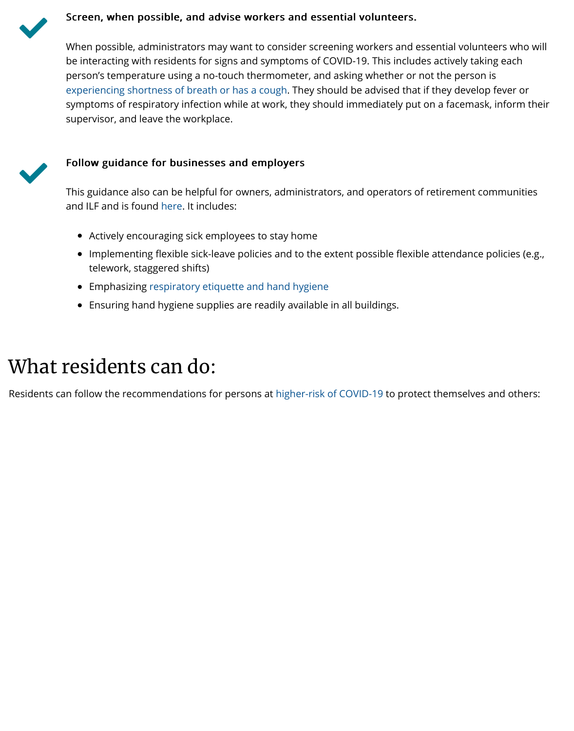**Screen, when possible, and advise workers and essential volunteers.**

When possible, administrators may want to consider screening workers and essential volunteers who will be interacting with residents for signs and symptoms of COVID-19. This includes actively taking each person's temperature using a no-touch thermometer, and asking whether or not the person is experiencing shortness of breath or has a cough. They should be advised that if they develop fever or symptoms of respiratory infection while at work, they should immediately put on a facemask, inform their supervisor, and leave the workplace.

**Follow guidance for businesses and employers**

This guidance also can be helpful for owners, administrators, and operators of retirement communities and ILF and is found here. It includes:

- Actively encouraging sick employees to stay home
- Implementing flexible sick-leave policies and to the extent possible flexible attendance policies (e.g., telework, staggered shifts)
- Emphasizing respiratory etiquette and hand hygiene
- Ensuring hand hygiene supplies are readily available in all buildings.

# What residents can do:

Residents can follow the recommendations for persons at higher-risk of COVID-19 to protect themselves and others: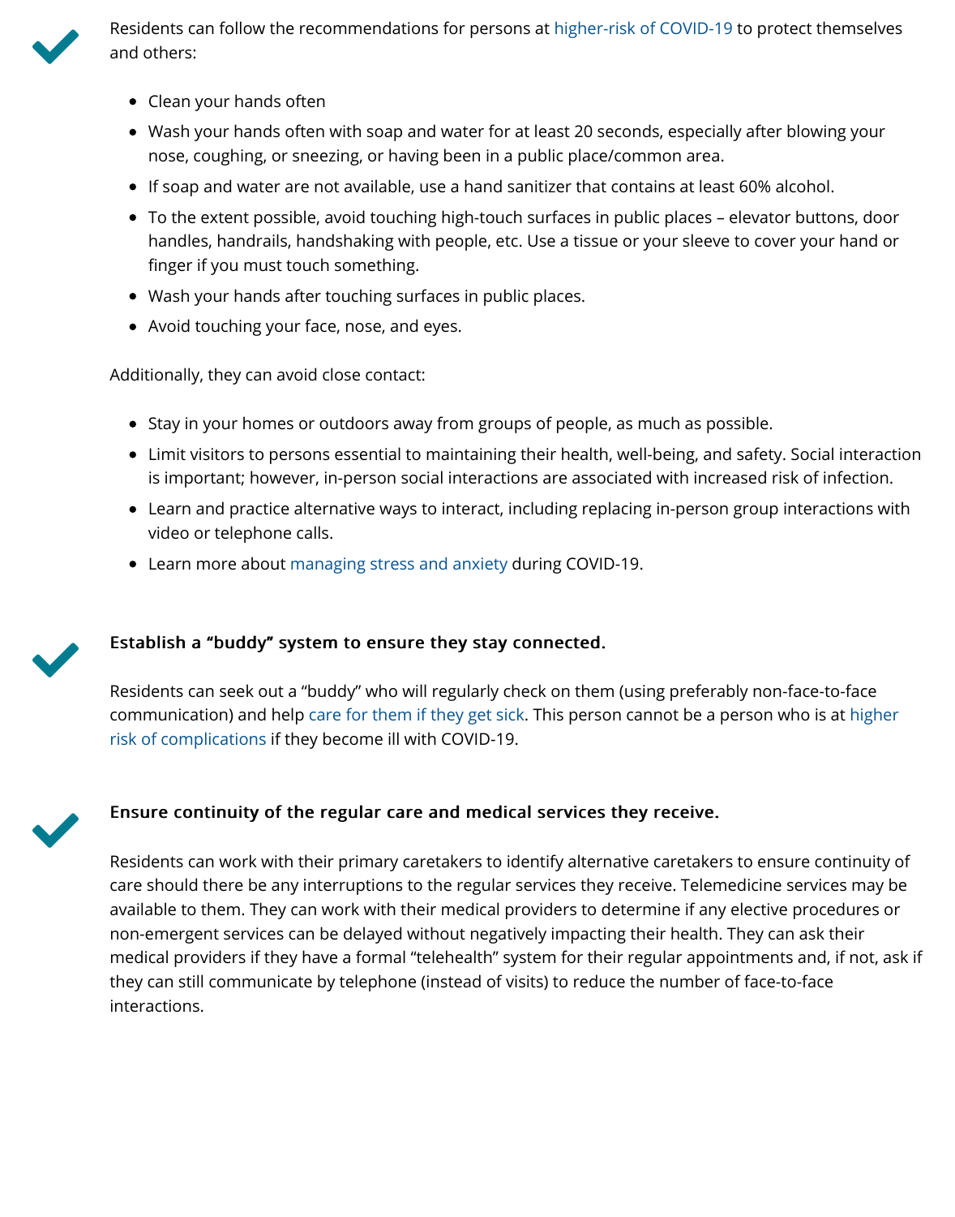Residents can follow the recommendations for persons at higher-risk of COVID-19 to protect themselves and others:

- Clean your hands often
- Wash your hands often with soap and water for at least 20 seconds, especially after blowing your nose, coughing, or sneezing, or having been in a public place/common area.
- If soap and water are not available, use a hand sanitizer that contains at least 60% alcohol.
- To the extent possible, avoid touching high-touch surfaces in public places – elevator buttons, door handles, handrails, handshaking with people, etc. Use a tissue or your sleeve to cover your hand or finger if you must touch something.
- Wash your hands after touching surfaces in public places.
- Avoid touching your face, nose, and eyes.

Additionally, they can avoid close contact:

- Stay in your homes or outdoors away from groups of people, as much as possible.
- Limit visitors to persons essential to maintaining their health, well-being, and safety. Social interaction is important; however, in-person social interactions are associated with increased risk of infection.
- Learn and practice alternative ways to interact, including replacing in-person group interactions with video or telephone calls.
- Learn more about managing stress and anxiety during COVID-19.

**Establish a "buddy" system to ensure they stay connected.**

Residents can seek out a "buddy" who will regularly check on them (using preferably non-face-to-face communication) and help care for them if they get sick. This person cannot be a person who is at higher risk of complications if they become ill with COVID-19.

**Ensure continuity of the regular care and medical services they receive.**

Residents can work with their primary caretakers to identify alternative caretakers to ensure continuity of care should there be any interruptions to the regular services they receive. Telemedicine services may be available to them. They can work with their medical providers to determine if any elective procedures or non-emergent services can be delayed without negatively impacting their health. They can ask their medical providers if they have a formal "telehealth" system for their regular appointments and, if not, ask if they can still communicate by telephone (instead of visits) to reduce the number of face-to-face interactions.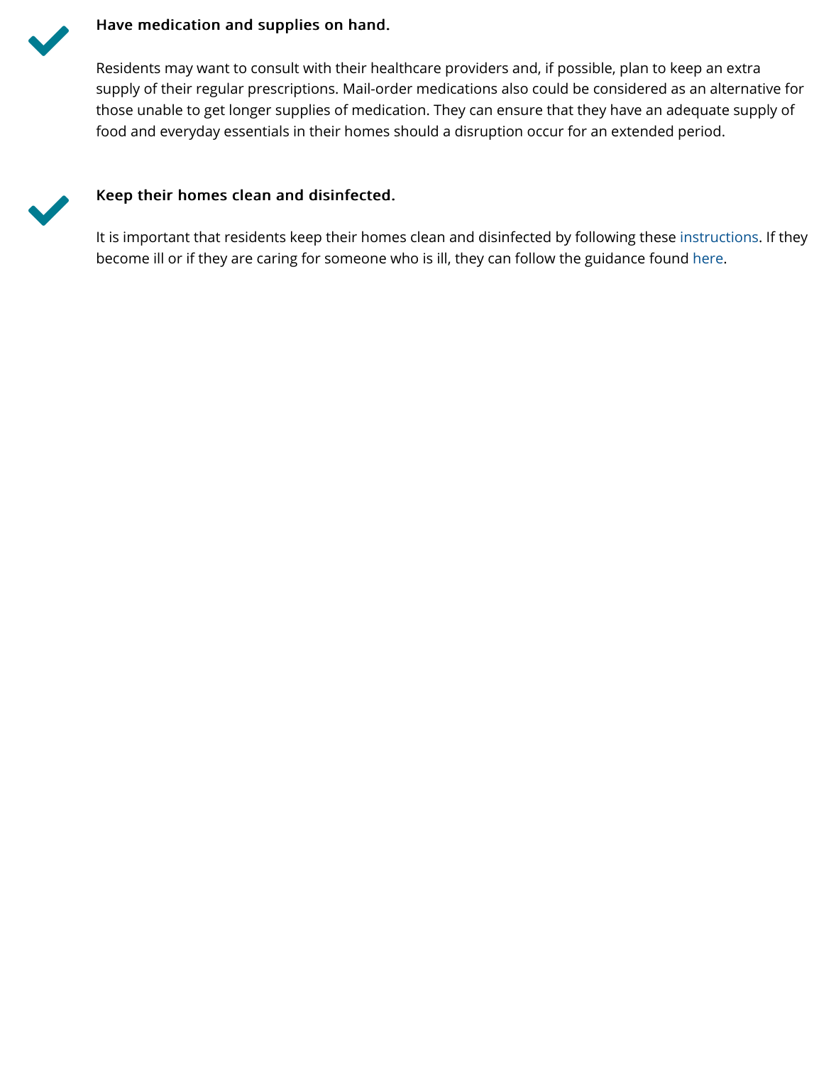**Have medication and supplies on hand.**

Residents may want to consult with their healthcare providers and, if possible, plan to keep an extra supply of their regular prescriptions. Mail-order medications also could be considered as an alternative for those unable to get longer supplies of medication. They can ensure that they have an adequate supply of food and everyday essentials in their homes should a disruption occur for an extended period.

**Keep their homes clean and disinfected.**

It is important that residents keep their homes clean and disinfected by following these instructions. If they become ill or if they are caring for someone who is ill, they can follow the guidance found here.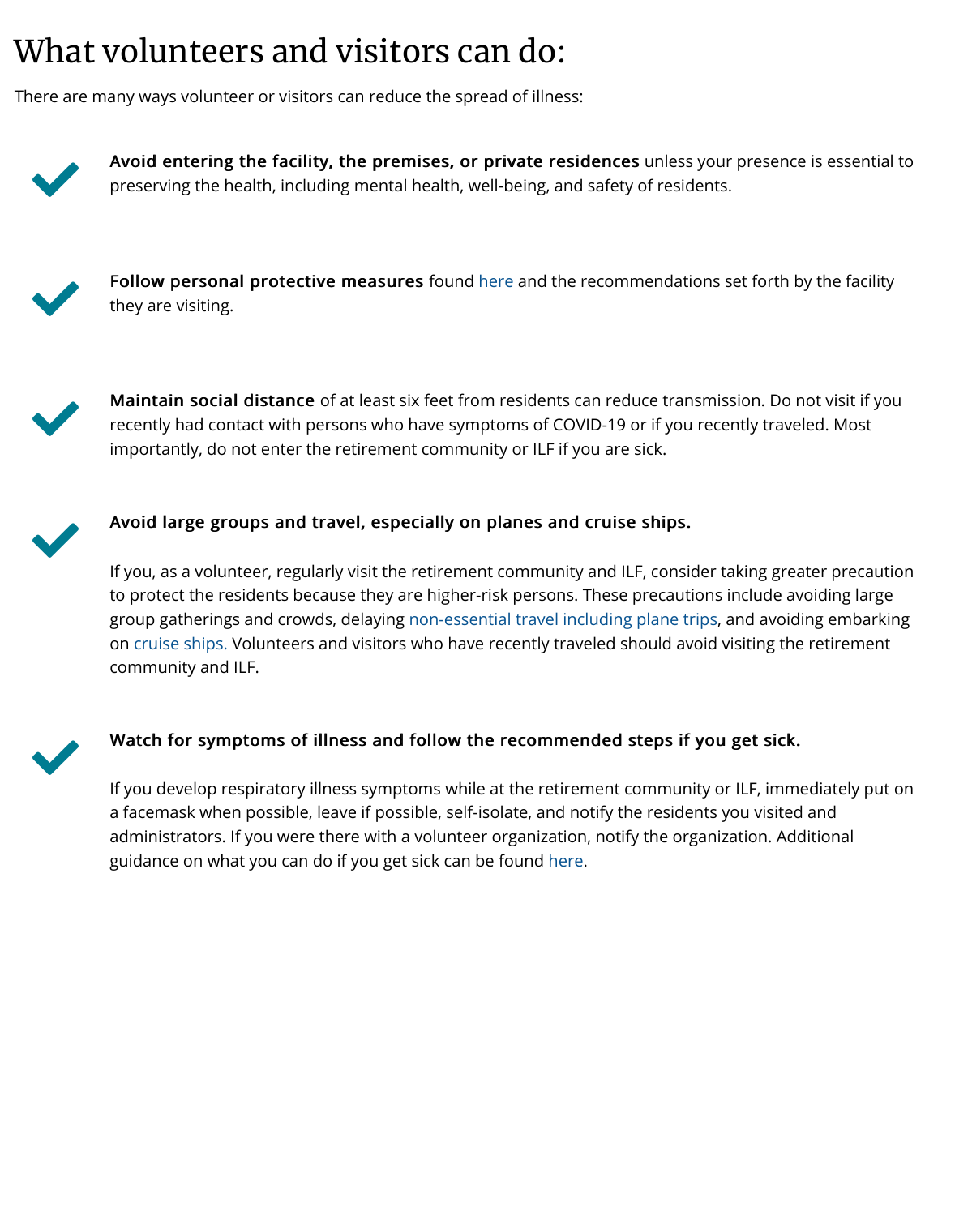# What volunteers and visitors can do:

There are many ways volunteer or visitors can reduce the spread of illness:

- **Avoid entering the facility, the premises, or private residences** unless your presence is essential to preserving the health, including mental health, well-being, and safety of residents.

- **Follow personal protective measures** found here and the recommendations set forth by the facility they are visiting.

- **Maintain social distance** of at least six feet from residents can reduce transmission. Do not visit if you recently had contact with persons who have symptoms of COVID-19 or if you recently traveled. Most importantly, do not enter the retirement community or ILF if you are sick.

- **Avoid large groups and travel, especially on planes and cruise ships.**

  If you, as a volunteer, regularly visit the retirement community and ILF, consider taking greater precaution to protect the residents because they are higher-risk persons. These precautions include avoiding large group gatherings and crowds, delaying non-essential travel including plane trips, and avoiding embarking on cruise ships. Volunteers and visitors who have recently traveled should avoid visiting the retirement community and ILF.

- **Watch for symptoms of illness and follow the recommended steps if you get sick.**

  If you develop respiratory illness symptoms while at the retirement community or ILF, immediately put on a facemask when possible, leave if possible, self-isolate, and notify the residents you visited and administrators. If you were there with a volunteer organization, notify the organization. Additional guidance on what you can do if you get sick can be found here.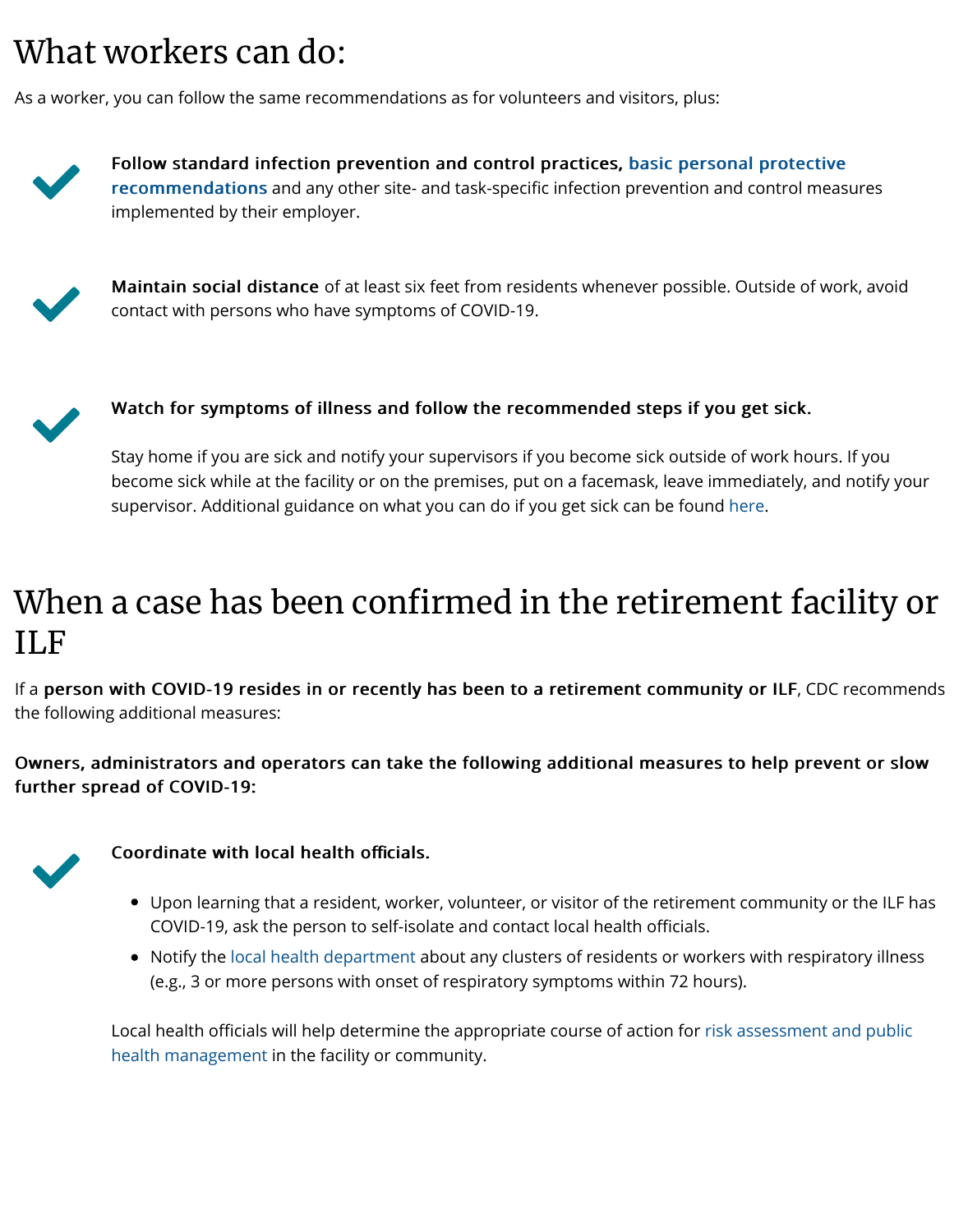# What workers can do:

As a worker, you can follow the same recommendations as for volunteers and visitors, plus:

- **Follow standard infection prevention and control practices, basic personal protective recommendations** and any other site- and task-specific infection prevention and control measures implemented by their employer.

- **Maintain social distance** of at least six feet from residents whenever possible. Outside of work, avoid contact with persons who have symptoms of COVID-19.

- **Watch for symptoms of illness and follow the recommended steps if you get sick.**

  Stay home if you are sick and notify your supervisors if you become sick outside of work hours. If you become sick while at the facility or on the premises, put on a facemask, leave immediately, and notify your supervisor. Additional guidance on what you can do if you get sick can be found here.

# When a case has been confirmed in the retirement facility or ILF

If a **person with COVID-19 resides in or recently has been to a retirement community or ILF**, CDC recommends the following additional measures:

**Owners, administrators and operators can take the following additional measures to help prevent or slow further spread of COVID-19:**

- **Coordinate with local health officials.**

  - Upon learning that a resident, worker, volunteer, or visitor of the retirement community or the ILF has COVID-19, ask the person to self-isolate and contact local health officials.
  - Notify the local health department about any clusters of residents or workers with respiratory illness (e.g., 3 or more persons with onset of respiratory symptoms within 72 hours).

  Local health officials will help determine the appropriate course of action for risk assessment and public health management in the facility or community.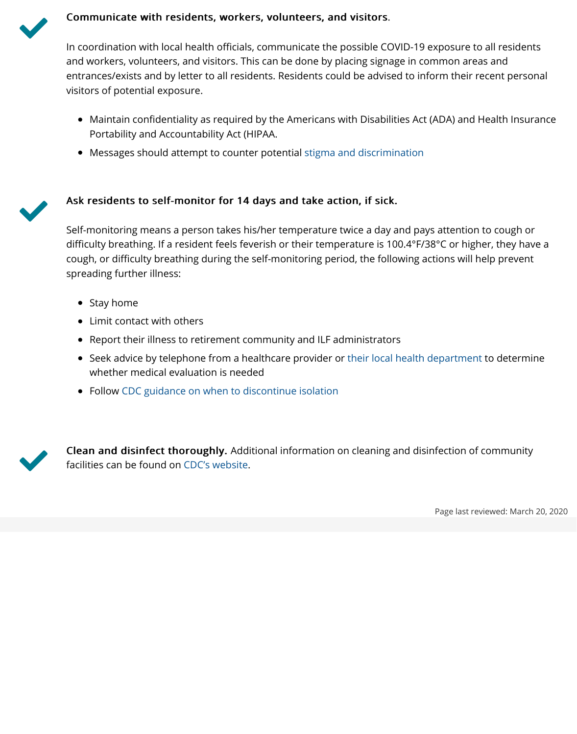**Communicate with residents, workers, volunteers, and visitors**.

In coordination with local health officials, communicate the possible COVID-19 exposure to all residents and workers, volunteers, and visitors. This can be done by placing signage in common areas and entrances/exists and by letter to all residents. Residents could be advised to inform their recent personal visitors of potential exposure.

- Maintain confidentiality as required by the Americans with Disabilities Act (ADA) and Health Insurance Portability and Accountability Act (HIPAA.
- Messages should attempt to counter potential stigma and discrimination

**Ask residents to self-monitor for 14 days and take action, if sick.**

Self-monitoring means a person takes his/her temperature twice a day and pays attention to cough or difficulty breathing. If a resident feels feverish or their temperature is 100.4°F/38°C or higher, they have a cough, or difficulty breathing during the self-monitoring period, the following actions will help prevent spreading further illness:

- Stay home
- Limit contact with others
- Report their illness to retirement community and ILF administrators
- Seek advice by telephone from a healthcare provider or their local health department to determine whether medical evaluation is needed
- Follow CDC guidance on when to discontinue isolation

**Clean and disinfect thoroughly.** Additional information on cleaning and disinfection of community facilities can be found on CDC's website.

Page last reviewed: March 20, 2020